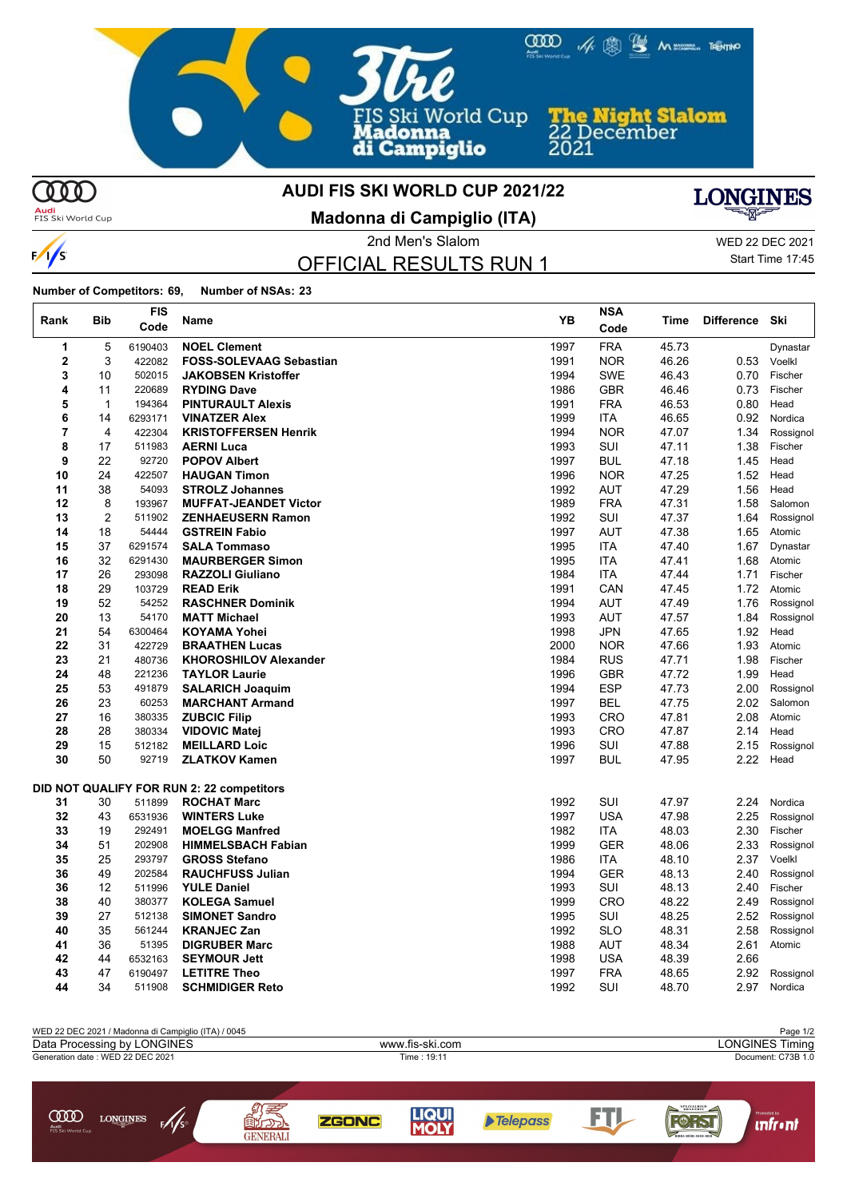# AUDI FIS SKI WORLD CUP 2021/22

## Madonna di Campiglio (ITA)

2nd Men's Slalom

WED 22 DEC 2021

Start Time 17:45

## OFFICIAL RESULTS RUN 1

**Number of Competitors: 69, Number of NSAs: 23**

| Rank | Bib | FIS Code | Name | YB | NSA Code | Time | Difference | Ski |
|---|---|---|---|---|---|---|---|---|
| 1 | 5 | 6190403 | **NOEL Clement** | 1997 | FRA | 45.73 | | Dynastar |
| 2 | 3 | 422082 | **FOSS-SOLEVAAG Sebastian** | 1991 | NOR | 46.26 | 0.53 | Voelkl |
| 3 | 10 | 502015 | **JAKOBSEN Kristoffer** | 1994 | SWE | 46.43 | 0.70 | Fischer |
| 4 | 11 | 220689 | **RYDING Dave** | 1986 | GBR | 46.46 | 0.73 | Fischer |
| 5 | 1 | 194364 | **PINTURAULT Alexis** | 1991 | FRA | 46.53 | 0.80 | Head |
| 6 | 14 | 6293171 | **VINATZER Alex** | 1999 | ITA | 46.65 | 0.92 | Nordica |
| 7 | 4 | 422304 | **KRISTOFFERSEN Henrik** | 1994 | NOR | 47.07 | 1.34 | Rossignol |
| 8 | 17 | 511983 | **AERNI Luca** | 1993 | SUI | 47.11 | 1.38 | Fischer |
| 9 | 22 | 92720 | **POPOV Albert** | 1997 | BUL | 47.18 | 1.45 | Head |
| 10 | 24 | 422507 | **HAUGAN Timon** | 1996 | NOR | 47.25 | 1.52 | Head |
| 11 | 38 | 54093 | **STROLZ Johannes** | 1992 | AUT | 47.29 | 1.56 | Head |
| 12 | 8 | 193967 | **MUFFAT-JEANDET Victor** | 1989 | FRA | 47.31 | 1.58 | Salomon |
| 13 | 2 | 511902 | **ZENHAEUSERN Ramon** | 1992 | SUI | 47.37 | 1.64 | Rossignol |
| 14 | 18 | 54444 | **GSTREIN Fabio** | 1997 | AUT | 47.38 | 1.65 | Atomic |
| 15 | 37 | 6291574 | **SALA Tommaso** | 1995 | ITA | 47.40 | 1.67 | Dynastar |
| 16 | 32 | 6291430 | **MAURBERGER Simon** | 1995 | ITA | 47.41 | 1.68 | Atomic |
| 17 | 26 | 293098 | **RAZZOLI Giuliano** | 1984 | ITA | 47.44 | 1.71 | Fischer |
| 18 | 29 | 103729 | **READ Erik** | 1991 | CAN | 47.45 | 1.72 | Atomic |
| 19 | 52 | 54252 | **RASCHNER Dominik** | 1994 | AUT | 47.49 | 1.76 | Rossignol |
| 20 | 13 | 54170 | **MATT Michael** | 1993 | AUT | 47.57 | 1.84 | Rossignol |
| 21 | 54 | 6300464 | **KOYAMA Yohei** | 1998 | JPN | 47.65 | 1.92 | Head |
| 22 | 31 | 422729 | **BRAATHEN Lucas** | 2000 | NOR | 47.66 | 1.93 | Atomic |
| 23 | 21 | 480736 | **KHOROSHILOV Alexander** | 1984 | RUS | 47.71 | 1.98 | Fischer |
| 24 | 48 | 221236 | **TAYLOR Laurie** | 1996 | GBR | 47.72 | 1.99 | Head |
| 25 | 53 | 491879 | **SALARICH Joaquim** | 1994 | ESP | 47.73 | 2.00 | Rossignol |
| 26 | 23 | 60253 | **MARCHANT Armand** | 1997 | BEL | 47.75 | 2.02 | Salomon |
| 27 | 16 | 380335 | **ZUBCIC Filip** | 1993 | CRO | 47.81 | 2.08 | Atomic |
| 28 | 28 | 380334 | **VIDOVIC Matej** | 1993 | CRO | 47.87 | 2.14 | Head |
| 29 | 15 | 512182 | **MEILLARD Loic** | 1996 | SUI | 47.88 | 2.15 | Rossignol |
| 30 | 50 | 92719 | **ZLATKOV Kamen** | 1997 | BUL | 47.95 | 2.22 | Head |
| **DID NOT QUALIFY FOR RUN 2: 22 competitors** | | | | | | | | |
| 31 | 30 | 511899 | **ROCHAT Marc** | 1992 | SUI | 47.97 | 2.24 | Nordica |
| 32 | 43 | 6531936 | **WINTERS Luke** | 1997 | USA | 47.98 | 2.25 | Rossignol |
| 33 | 19 | 292491 | **MOELGG Manfred** | 1982 | ITA | 48.03 | 2.30 | Fischer |
| 34 | 51 | 202908 | **HIMMELSBACH Fabian** | 1999 | GER | 48.06 | 2.33 | Rossignol |
| 35 | 25 | 293797 | **GROSS Stefano** | 1986 | ITA | 48.10 | 2.37 | Voelkl |
| 36 | 49 | 202584 | **RAUCHFUSS Julian** | 1994 | GER | 48.13 | 2.40 | Rossignol |
| 36 | 12 | 511996 | **YULE Daniel** | 1993 | SUI | 48.13 | 2.40 | Fischer |
| 38 | 40 | 380377 | **KOLEGA Samuel** | 1999 | CRO | 48.22 | 2.49 | Rossignol |
| 39 | 27 | 512138 | **SIMONET Sandro** | 1995 | SUI | 48.25 | 2.52 | Rossignol |
| 40 | 35 | 561244 | **KRANJEC Zan** | 1992 | SLO | 48.31 | 2.58 | Rossignol |
| 41 | 36 | 51395 | **DIGRUBER Marc** | 1988 | AUT | 48.34 | 2.61 | Atomic |
| 42 | 44 | 6532163 | **SEYMOUR Jett** | 1998 | USA | 48.39 | 2.66 | |
| 43 | 47 | 6190497 | **LETITRE Theo** | 1997 | FRA | 48.65 | 2.92 | Rossignol |
| 44 | 34 | 511908 | **SCHMIDIGER Reto** | 1992 | SUI | 48.70 | 2.97 | Nordica |

WED 22 DEC 2021 / Madonna di Campiglio (ITA) / 0045

Data Processing by LONGINES — www.fis-ski.com — LONGINES Timing

Generation date : WED 22 DEC 2021 — Time : 19:11 — Document: C73B 1.0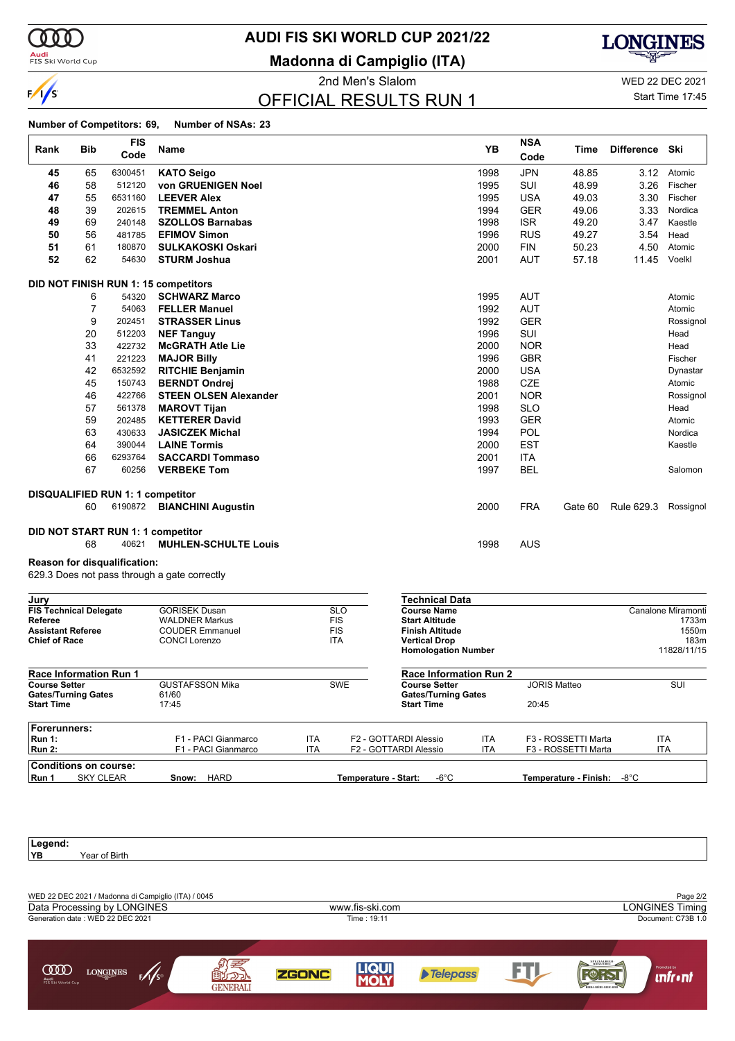# AUDI FIS SKI WORLD CUP 2021/22

## Madonna di Campiglio (ITA)

2nd Men's Slalom

WED 22 DEC 2021

Start Time 17:45

## OFFICIAL RESULTS RUN 1

**Number of Competitors: 69, Number of NSAs: 23**

| Rank | Bib | FIS Code | Name | YB | NSA Code | Time | Difference | Ski |
|---|---|---|---|---|---|---|---|---|
| 45 | 65 | 6300451 | **KATO Seigo** | 1998 | JPN | 48.85 | 3.12 | Atomic |
| 46 | 58 | 512120 | **von GRUENIGEN Noel** | 1995 | SUI | 48.99 | 3.26 | Fischer |
| 47 | 55 | 6531160 | **LEEVER Alex** | 1995 | USA | 49.03 | 3.30 | Fischer |
| 48 | 39 | 202615 | **TREMMEL Anton** | 1994 | GER | 49.06 | 3.33 | Nordica |
| 49 | 69 | 240148 | **SZOLLOS Barnabas** | 1998 | ISR | 49.20 | 3.47 | Kaestle |
| 50 | 56 | 481785 | **EFIMOV Simon** | 1996 | RUS | 49.27 | 3.54 | Head |
| 51 | 61 | 180870 | **SULKAKOSKI Oskari** | 2000 | FIN | 50.23 | 4.50 | Atomic |
| 52 | 62 | 54630 | **STURM Joshua** | 2001 | AUT | 57.18 | 11.45 | Voelkl |

**DID NOT FINISH RUN 1: 15 competitors**

| Rank | Bib | FIS Code | Name | YB | NSA Code | Time | Difference | Ski |
|---|---|---|---|---|---|---|---|---|
| | 6 | 54320 | **SCHWARZ Marco** | 1995 | AUT | | | Atomic |
| | 7 | 54063 | **FELLER Manuel** | 1992 | AUT | | | Atomic |
| | 9 | 202451 | **STRASSER Linus** | 1992 | GER | | | Rossignol |
| | 20 | 512203 | **NEF Tanguy** | 1996 | SUI | | | Head |
| | 33 | 422732 | **McGRATH Atle Lie** | 2000 | NOR | | | Head |
| | 41 | 221223 | **MAJOR Billy** | 1996 | GBR | | | Fischer |
| | 42 | 6532592 | **RITCHIE Benjamin** | 2000 | USA | | | Dynastar |
| | 45 | 150743 | **BERNDT Ondrej** | 1988 | CZE | | | Atomic |
| | 46 | 422766 | **STEEN OLSEN Alexander** | 2001 | NOR | | | Rossignol |
| | 57 | 561378 | **MAROVT Tijan** | 1998 | SLO | | | Head |
| | 59 | 202485 | **KETTERER David** | 1993 | GER | | | Atomic |
| | 63 | 430633 | **JASICZEK Michal** | 1994 | POL | | | Nordica |
| | 64 | 390044 | **LAINE Tormis** | 2000 | EST | | | Kaestle |
| | 66 | 6293764 | **SACCARDI Tommaso** | 2001 | ITA | | | |
| | 67 | 60256 | **VERBEKE Tom** | 1997 | BEL | | | Salomon |

**DISQUALIFIED RUN 1: 1 competitor**

| Rank | Bib | FIS Code | Name | YB | NSA Code | Time | Difference | Ski |
|---|---|---|---|---|---|---|---|---|
| | 60 | 6190872 | **BIANCHINI Augustin** | 2000 | FRA | Gate 60 | Rule 629.3 | Rossignol |

**DID NOT START RUN 1: 1 competitor**

| Rank | Bib | FIS Code | Name | YB | NSA Code | Time | Difference | Ski |
|---|---|---|---|---|---|---|---|---|
| | 68 | 40621 | **MUHLEN-SCHULTE Louis** | 1998 | AUS | | | |

**Reason for disqualification:**

629.3 Does not pass through a gate correctly

| Jury | | |
|---|---|---|
| **FIS Technical Delegate** | GORISEK Dusan | SLO |
| **Referee** | WALDNER Markus | FIS |
| **Assistant Referee** | COUDER Emmanuel | FIS |
| **Chief of Race** | CONCI Lorenzo | ITA |

| Technical Data | |
|---|---|
| **Course Name** | Canalone Miramonti |
| **Start Altitude** | 1733m |
| **Finish Altitude** | 1550m |
| **Vertical Drop** | 183m |
| **Homologation Number** | 11828/11/15 |

| Race Information Run 1 | | |
|---|---|---|
| **Course Setter** | GUSTAFSSON Mika | SWE |
| **Gates/Turning Gates** | 61/60 | |
| **Start Time** | 17:45 | |

| Race Information Run 2 | | |
|---|---|---|
| **Course Setter** | JORIS Matteo | SUI |
| **Gates/Turning Gates** | | |
| **Start Time** | 20:45 | |

| Forerunners: | | | | | | |
|---|---|---|---|---|---|---|
| **Run 1:** | F1 - PACI Gianmarco | ITA | F2 - GOTTARDI Alessio | ITA | F3 - ROSSETTI Marta | ITA |
| **Run 2:** | F1 - PACI Gianmarco | ITA | F2 - GOTTARDI Alessio | ITA | F3 - ROSSETTI Marta | ITA |

| Conditions on course: | | | | |
|---|---|---|---|---|
| **Run 1** | SKY CLEAR | **Snow:** HARD | **Temperature - Start:** -6°C | **Temperature - Finish:** -8°C |

**Legend:**

**YB** Year of Birth

WED 22 DEC 2021 / Madonna di Campiglio (ITA) / 0045

Data Processing by LONGINES — www.fis-ski.com — LONGINES Timing

Generation date : WED 22 DEC 2021 — Time : 19:11 — Document: C73B 1.0